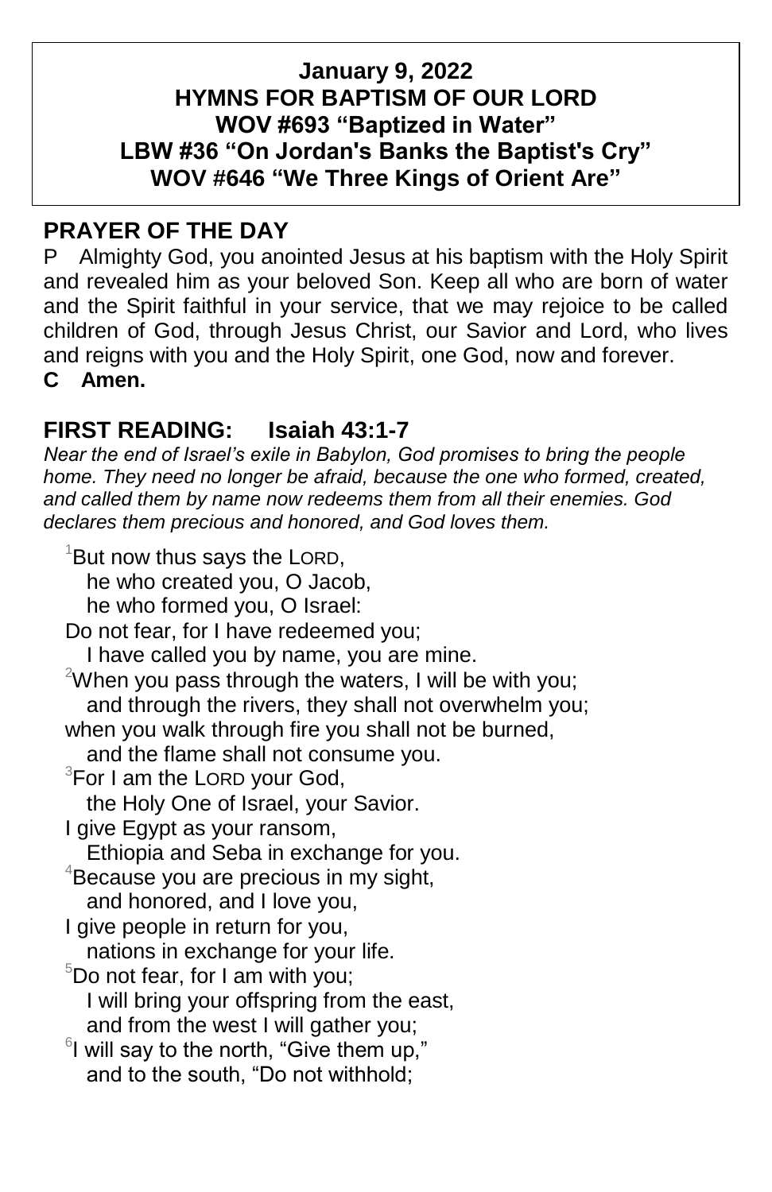**January 9, 2022**
**HYMNS FOR BAPTISM OF OUR LORD**
**WOV #693 "Baptized in Water"**
**LBW #36 "On Jordan's Banks the Baptist's Cry"**
**WOV #646 "We Three Kings of Orient Are"**

## PRAYER OF THE DAY

P Almighty God, you anointed Jesus at his baptism with the Holy Spirit and revealed him as your beloved Son. Keep all who are born of water and the Spirit faithful in your service, that we may rejoice to be called children of God, through Jesus Christ, our Savior and Lord, who lives and reigns with you and the Holy Spirit, one God, now and forever.
**C Amen.**

## FIRST READING: Isaiah 43:1-7

*Near the end of Israel's exile in Babylon, God promises to bring the people home. They need no longer be afraid, because the one who formed, created, and called them by name now redeems them from all their enemies. God declares them precious and honored, and God loves them.*

[1]But now thus says the LORD,
he who created you, O Jacob,
he who formed you, O Israel:
Do not fear, for I have redeemed you;
I have called you by name, you are mine.
[2]When you pass through the waters, I will be with you;
and through the rivers, they shall not overwhelm you;
when you walk through fire you shall not be burned,
and the flame shall not consume you.
[3]For I am the LORD your God,
the Holy One of Israel, your Savior.
I give Egypt as your ransom,
Ethiopia and Seba in exchange for you.
[4]Because you are precious in my sight,
and honored, and I love you,
I give people in return for you,
nations in exchange for your life.
[5]Do not fear, for I am with you;
I will bring your offspring from the east,
and from the west I will gather you;
[6]I will say to the north, "Give them up,"
and to the south, "Do not withhold;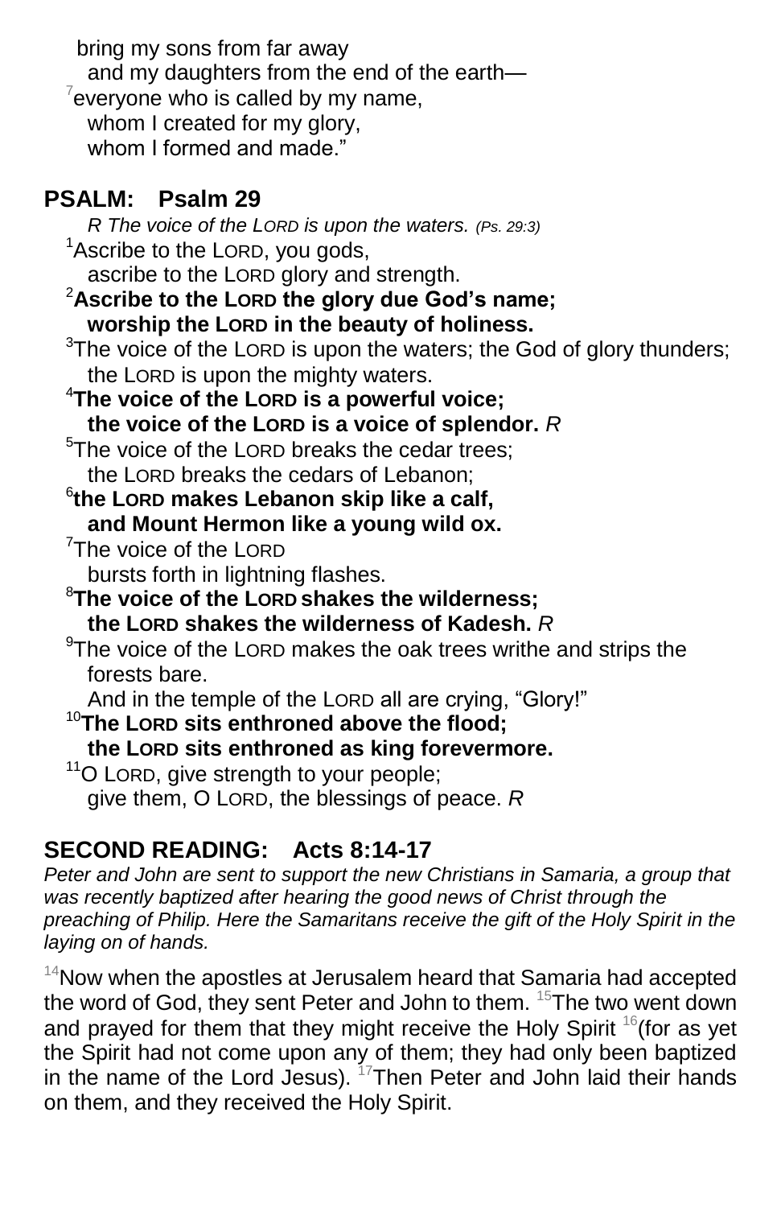bring my sons from far away
and my daughters from the end of the earth—
[7]everyone who is called by my name,
whom I created for my glory,
whom I formed and made."

## PSALM: Psalm 29

*R The voice of the LORD is upon the waters. (Ps. 29:3)*

[1]Ascribe to the LORD, you gods,
ascribe to the LORD glory and strength.
**[2]Ascribe to the LORD the glory due God's name;**
**worship the LORD in the beauty of holiness.**
[3]The voice of the LORD is upon the waters; the God of glory thunders;
the LORD is upon the mighty waters.
**[4]The voice of the LORD is a powerful voice;**
**the voice of the LORD is a voice of splendor.** *R*
[5]The voice of the LORD breaks the cedar trees;
the LORD breaks the cedars of Lebanon;
**[6]the LORD makes Lebanon skip like a calf,**
**and Mount Hermon like a young wild ox.**
[7]The voice of the LORD
bursts forth in lightning flashes.
**[8]The voice of the LORD shakes the wilderness;**
**the LORD shakes the wilderness of Kadesh.** *R*
[9]The voice of the LORD makes the oak trees writhe and strips the forests bare.
And in the temple of the LORD all are crying, "Glory!"
**[10]The LORD sits enthroned above the flood;**
**the LORD sits enthroned as king forevermore.**
[11]O LORD, give strength to your people;
give them, O LORD, the blessings of peace. *R*

## SECOND READING: Acts 8:14-17

*Peter and John are sent to support the new Christians in Samaria, a group that was recently baptized after hearing the good news of Christ through the preaching of Philip. Here the Samaritans receive the gift of the Holy Spirit in the laying on of hands.*

[14]Now when the apostles at Jerusalem heard that Samaria had accepted the word of God, they sent Peter and John to them. [15]The two went down and prayed for them that they might receive the Holy Spirit [16](for as yet the Spirit had not come upon any of them; they had only been baptized in the name of the Lord Jesus). [17]Then Peter and John laid their hands on them, and they received the Holy Spirit.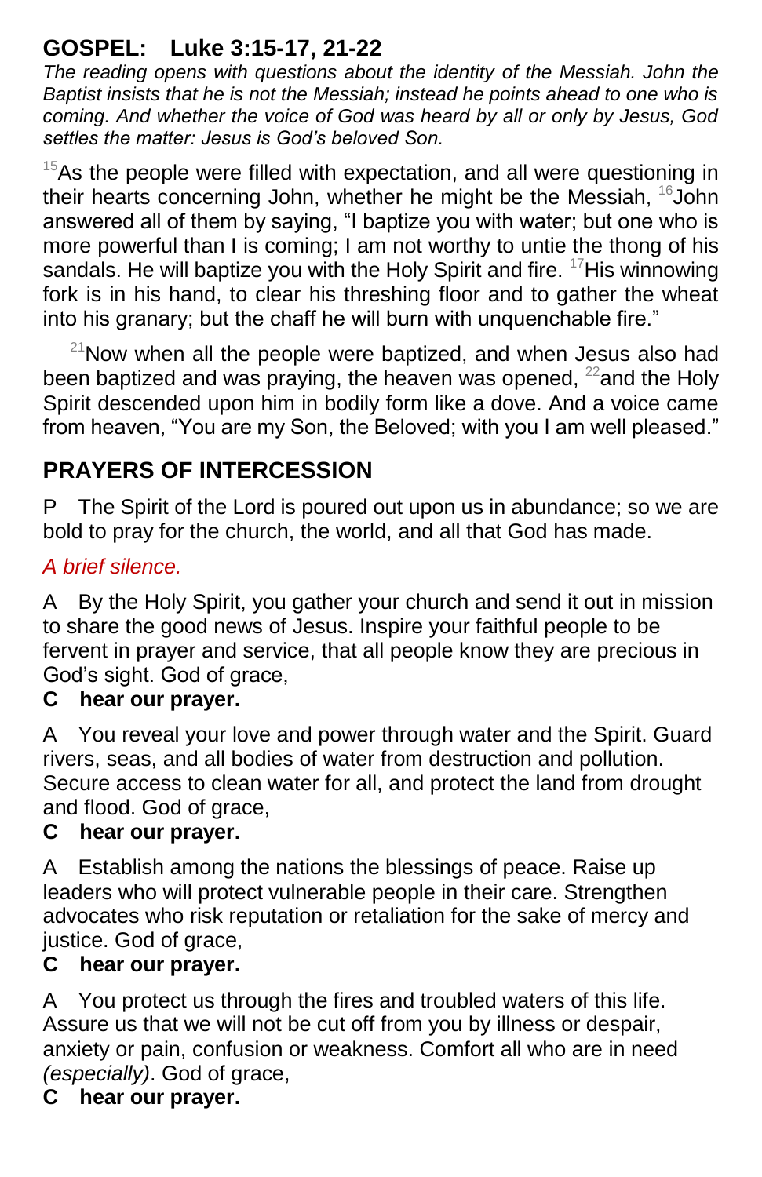## GOSPEL: Luke 3:15-17, 21-22

*The reading opens with questions about the identity of the Messiah. John the Baptist insists that he is not the Messiah; instead he points ahead to one who is coming. And whether the voice of God was heard by all or only by Jesus, God settles the matter: Jesus is God's beloved Son.*

[15]As the people were filled with expectation, and all were questioning in their hearts concerning John, whether he might be the Messiah, [16]John answered all of them by saying, "I baptize you with water; but one who is more powerful than I is coming; I am not worthy to untie the thong of his sandals. He will baptize you with the Holy Spirit and fire. [17]His winnowing fork is in his hand, to clear his threshing floor and to gather the wheat into his granary; but the chaff he will burn with unquenchable fire."

[21]Now when all the people were baptized, and when Jesus also had been baptized and was praying, the heaven was opened, [22]and the Holy Spirit descended upon him in bodily form like a dove. And a voice came from heaven, "You are my Son, the Beloved; with you I am well pleased."

## PRAYERS OF INTERCESSION

P The Spirit of the Lord is poured out upon us in abundance; so we are bold to pray for the church, the world, and all that God has made.

*A brief silence.*

A By the Holy Spirit, you gather your church and send it out in mission to share the good news of Jesus. Inspire your faithful people to be fervent in prayer and service, that all people know they are precious in God's sight. God of grace,

**C hear our prayer.**

A You reveal your love and power through water and the Spirit. Guard rivers, seas, and all bodies of water from destruction and pollution. Secure access to clean water for all, and protect the land from drought and flood. God of grace,

**C hear our prayer.**

A Establish among the nations the blessings of peace. Raise up leaders who will protect vulnerable people in their care. Strengthen advocates who risk reputation or retaliation for the sake of mercy and justice. God of grace,

**C hear our prayer.**

A You protect us through the fires and troubled waters of this life. Assure us that we will not be cut off from you by illness or despair, anxiety or pain, confusion or weakness. Comfort all who are in need *(especially)*. God of grace,

**C hear our prayer.**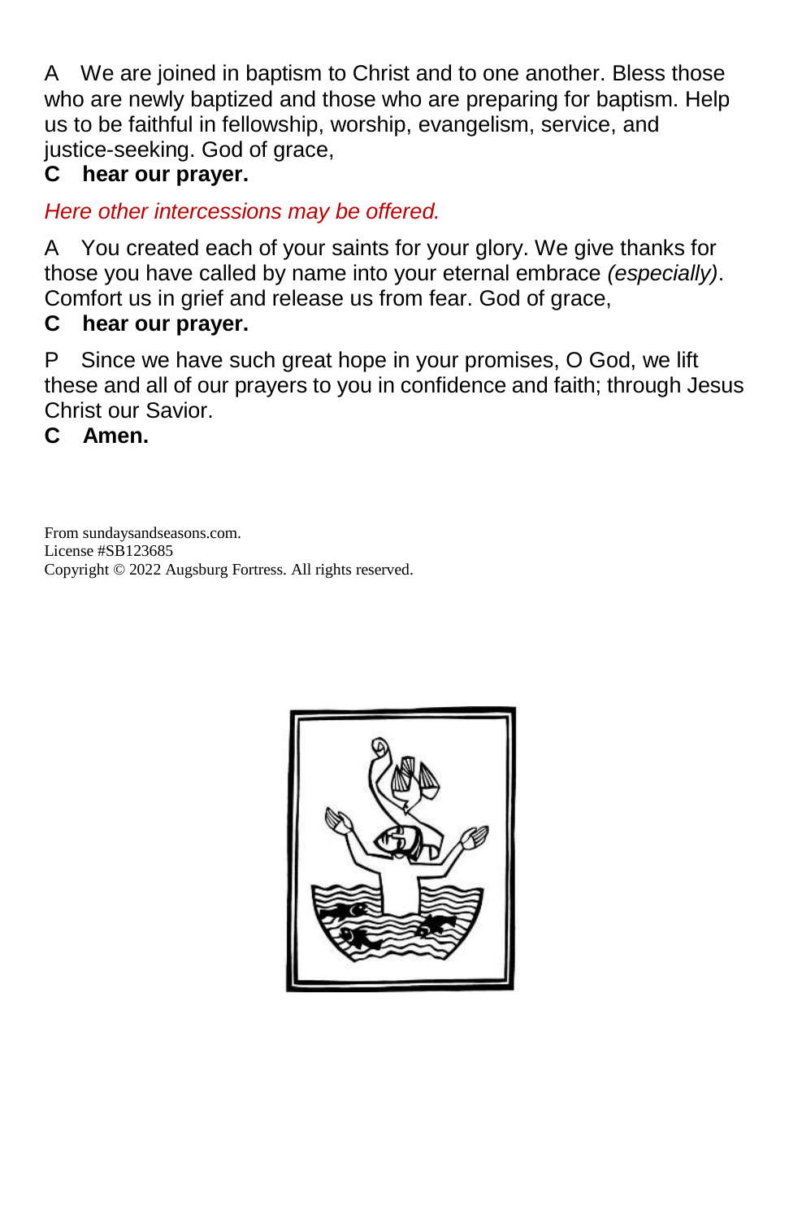A We are joined in baptism to Christ and to one another. Bless those who are newly baptized and those who are preparing for baptism. Help us to be faithful in fellowship, worship, evangelism, service, and justice-seeking. God of grace,

**C hear our prayer.**

*Here other intercessions may be offered.*

A You created each of your saints for your glory. We give thanks for those you have called by name into your eternal embrace *(especially)*. Comfort us in grief and release us from fear. God of grace,

**C hear our prayer.**

P Since we have such great hope in your promises, O God, we lift these and all of our prayers to you in confidence and faith; through Jesus Christ our Savior.

**C Amen.**

From sundaysandseasons.com.
License #SB123685
Copyright © 2022 Augsburg Fortress. All rights reserved.